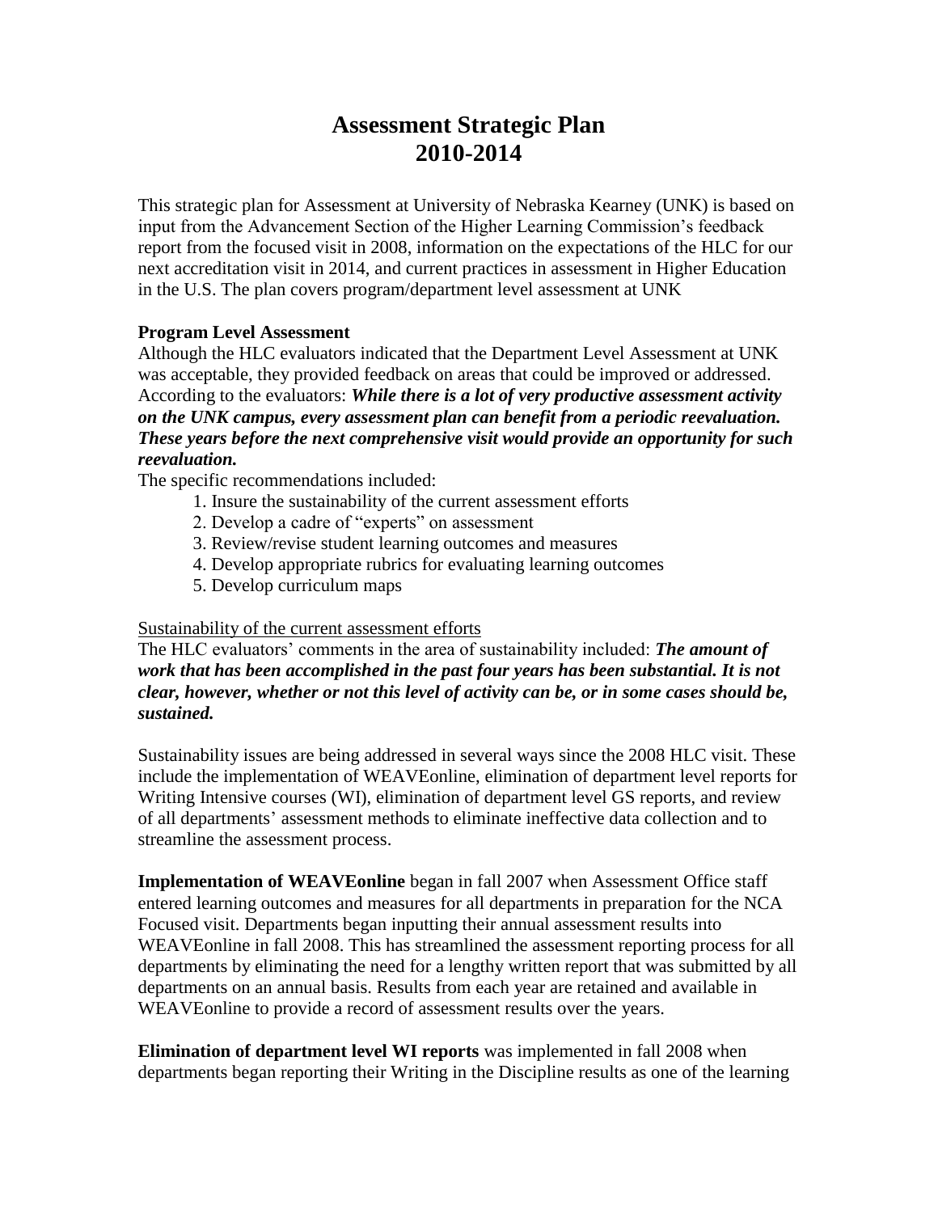# Assessment Strategic Plan
# 2010-2014

This strategic plan for Assessment at University of Nebraska Kearney (UNK) is based on input from the Advancement Section of the Higher Learning Commission's feedback report from the focused visit in 2008, information on the expectations of the HLC for our next accreditation visit in 2014, and current practices in assessment in Higher Education in the U.S. The plan covers program/department level assessment at UNK

**Program Level Assessment**

Although the HLC evaluators indicated that the Department Level Assessment at UNK was acceptable, they provided feedback on areas that could be improved or addressed. According to the evaluators: ***While there is a lot of very productive assessment activity on the UNK campus, every assessment plan can benefit from a periodic reevaluation. These years before the next comprehensive visit would provide an opportunity for such reevaluation.***

The specific recommendations included:

1. Insure the sustainability of the current assessment efforts
2. Develop a cadre of "experts" on assessment
3. Review/revise student learning outcomes and measures
4. Develop appropriate rubrics for evaluating learning outcomes
5. Develop curriculum maps

<u>Sustainability of the current assessment efforts</u>

The HLC evaluators' comments in the area of sustainability included: ***The amount of work that has been accomplished in the past four years has been substantial. It is not clear, however, whether or not this level of activity can be, or in some cases should be, sustained.***

Sustainability issues are being addressed in several ways since the 2008 HLC visit. These include the implementation of WEAVEonline, elimination of department level reports for Writing Intensive courses (WI), elimination of department level GS reports, and review of all departments' assessment methods to eliminate ineffective data collection and to streamline the assessment process.

**Implementation of WEAVEonline** began in fall 2007 when Assessment Office staff entered learning outcomes and measures for all departments in preparation for the NCA Focused visit. Departments began inputting their annual assessment results into WEAVEonline in fall 2008. This has streamlined the assessment reporting process for all departments by eliminating the need for a lengthy written report that was submitted by all departments on an annual basis. Results from each year are retained and available in WEAVEonline to provide a record of assessment results over the years.

**Elimination of department level WI reports** was implemented in fall 2008 when departments began reporting their Writing in the Discipline results as one of the learning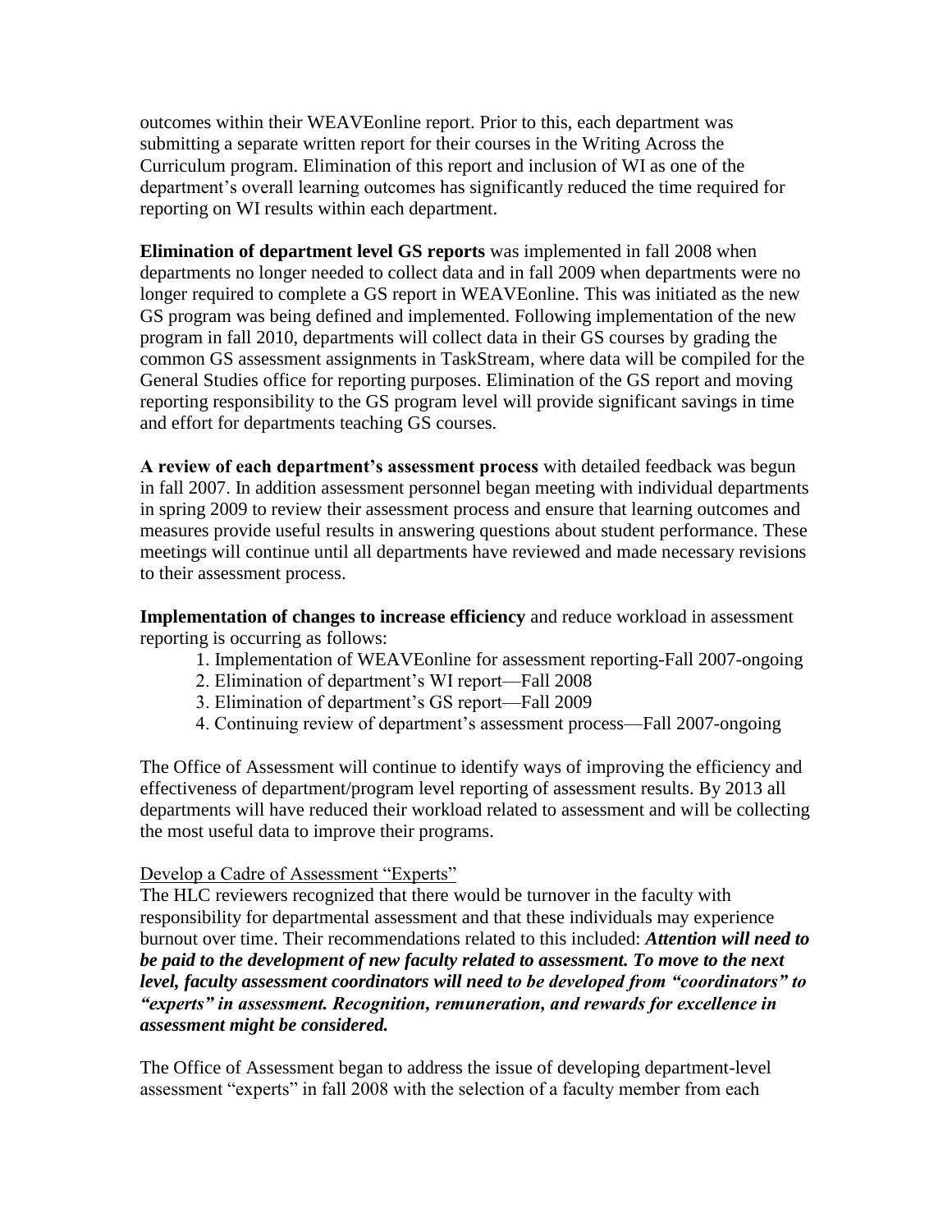outcomes within their WEAVEonline report. Prior to this, each department was submitting a separate written report for their courses in the Writing Across the Curriculum program. Elimination of this report and inclusion of WI as one of the department's overall learning outcomes has significantly reduced the time required for reporting on WI results within each department.

**Elimination of department level GS reports** was implemented in fall 2008 when departments no longer needed to collect data and in fall 2009 when departments were no longer required to complete a GS report in WEAVEonline. This was initiated as the new GS program was being defined and implemented. Following implementation of the new program in fall 2010, departments will collect data in their GS courses by grading the common GS assessment assignments in TaskStream, where data will be compiled for the General Studies office for reporting purposes. Elimination of the GS report and moving reporting responsibility to the GS program level will provide significant savings in time and effort for departments teaching GS courses.

**A review of each department's assessment process** with detailed feedback was begun in fall 2007. In addition assessment personnel began meeting with individual departments in spring 2009 to review their assessment process and ensure that learning outcomes and measures provide useful results in answering questions about student performance. These meetings will continue until all departments have reviewed and made necessary revisions to their assessment process.

**Implementation of changes to increase efficiency** and reduce workload in assessment reporting is occurring as follows:

1. Implementation of WEAVEonline for assessment reporting-Fall 2007-ongoing
2. Elimination of department's WI report—Fall 2008
3. Elimination of department's GS report—Fall 2009
4. Continuing review of department's assessment process—Fall 2007-ongoing

The Office of Assessment will continue to identify ways of improving the efficiency and effectiveness of department/program level reporting of assessment results. By 2013 all departments will have reduced their workload related to assessment and will be collecting the most useful data to improve their programs.

<u>Develop a Cadre of Assessment "Experts"</u>

The HLC reviewers recognized that there would be turnover in the faculty with responsibility for departmental assessment and that these individuals may experience burnout over time. Their recommendations related to this included: ***Attention will need to be paid to the development of new faculty related to assessment. To move to the next level, faculty assessment coordinators will need to be developed from "coordinators" to "experts" in assessment. Recognition, remuneration, and rewards for excellence in assessment might be considered.***

The Office of Assessment began to address the issue of developing department-level assessment "experts" in fall 2008 with the selection of a faculty member from each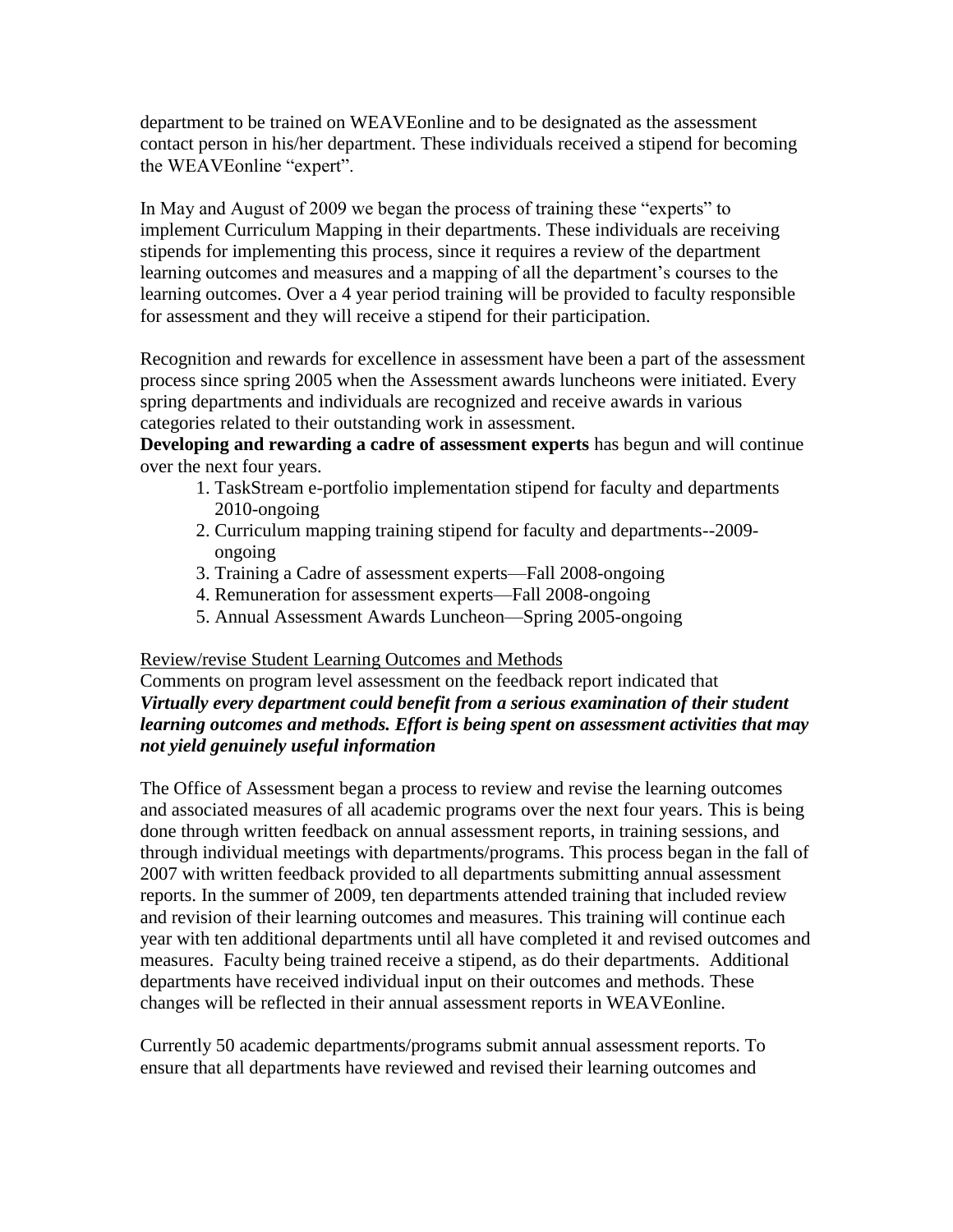department to be trained on WEAVEonline and to be designated as the assessment contact person in his/her department. These individuals received a stipend for becoming the WEAVEonline "expert".

In May and August of 2009 we began the process of training these "experts" to implement Curriculum Mapping in their departments. These individuals are receiving stipends for implementing this process, since it requires a review of the department learning outcomes and measures and a mapping of all the department's courses to the learning outcomes. Over a 4 year period training will be provided to faculty responsible for assessment and they will receive a stipend for their participation.

Recognition and rewards for excellence in assessment have been a part of the assessment process since spring 2005 when the Assessment awards luncheons were initiated. Every spring departments and individuals are recognized and receive awards in various categories related to their outstanding work in assessment.

**Developing and rewarding a cadre of assessment experts** has begun and will continue over the next four years.

1. TaskStream e-portfolio implementation stipend for faculty and departments 2010-ongoing
2. Curriculum mapping training stipend for faculty and departments--2009-ongoing
3. Training a Cadre of assessment experts—Fall 2008-ongoing
4. Remuneration for assessment experts—Fall 2008-ongoing
5. Annual Assessment Awards Luncheon—Spring 2005-ongoing

<u>Review/revise Student Learning Outcomes and Methods</u>

Comments on program level assessment on the feedback report indicated that ***Virtually every department could benefit from a serious examination of their student learning outcomes and methods. Effort is being spent on assessment activities that may not yield genuinely useful information***

The Office of Assessment began a process to review and revise the learning outcomes and associated measures of all academic programs over the next four years. This is being done through written feedback on annual assessment reports, in training sessions, and through individual meetings with departments/programs. This process began in the fall of 2007 with written feedback provided to all departments submitting annual assessment reports. In the summer of 2009, ten departments attended training that included review and revision of their learning outcomes and measures. This training will continue each year with ten additional departments until all have completed it and revised outcomes and measures. Faculty being trained receive a stipend, as do their departments. Additional departments have received individual input on their outcomes and methods. These changes will be reflected in their annual assessment reports in WEAVEonline.

Currently 50 academic departments/programs submit annual assessment reports. To ensure that all departments have reviewed and revised their learning outcomes and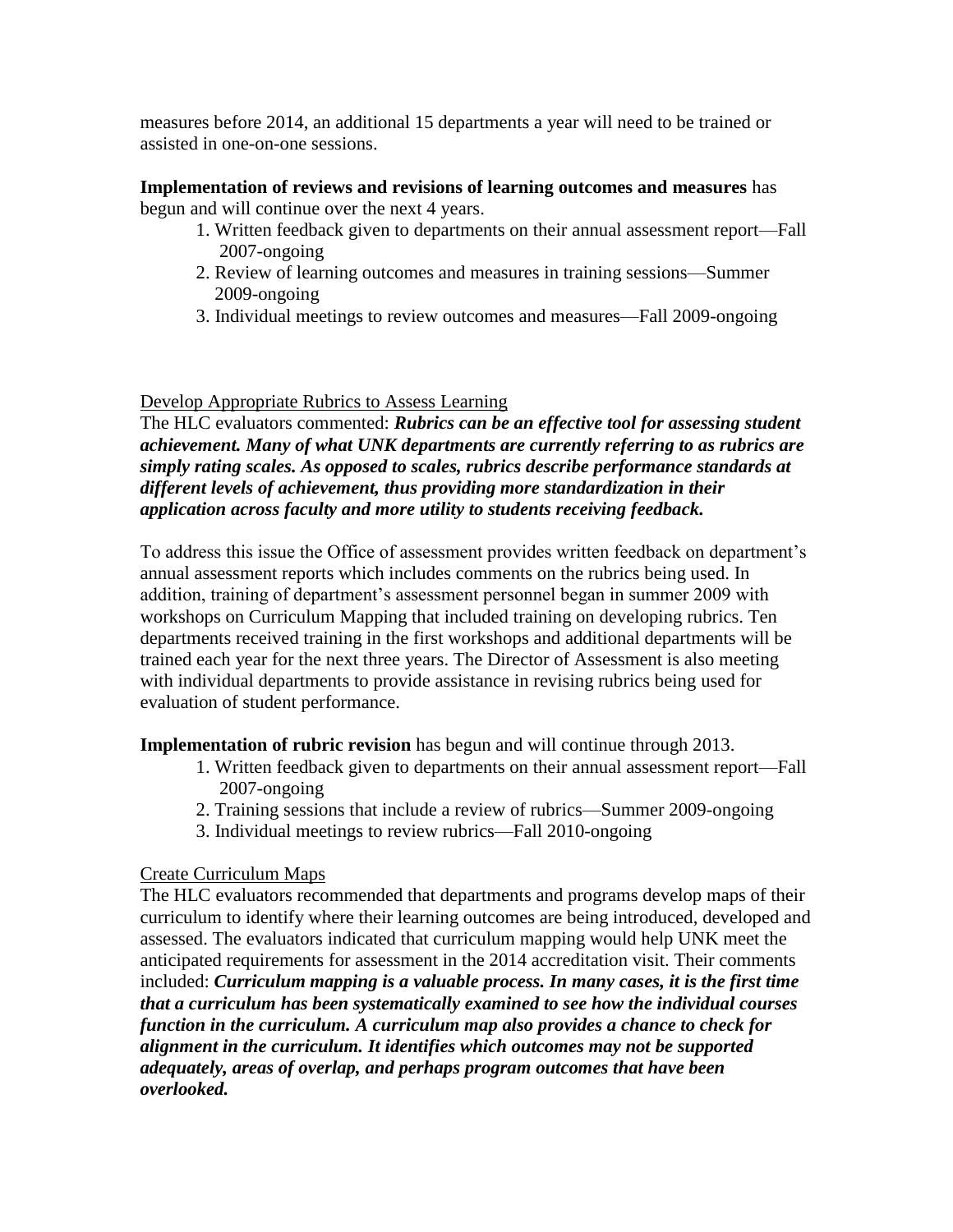measures before 2014, an additional 15 departments a year will need to be trained or assisted in one-on-one sessions.

**Implementation of reviews and revisions of learning outcomes and measures** has begun and will continue over the next 4 years.

1. Written feedback given to departments on their annual assessment report—Fall 2007-ongoing
2. Review of learning outcomes and measures in training sessions—Summer 2009-ongoing
3. Individual meetings to review outcomes and measures—Fall 2009-ongoing

<u>Develop Appropriate Rubrics to Assess Learning</u>

The HLC evaluators commented: ***Rubrics can be an effective tool for assessing student achievement. Many of what UNK departments are currently referring to as rubrics are simply rating scales. As opposed to scales, rubrics describe performance standards at different levels of achievement, thus providing more standardization in their application across faculty and more utility to students receiving feedback.***

To address this issue the Office of assessment provides written feedback on department's annual assessment reports which includes comments on the rubrics being used. In addition, training of department's assessment personnel began in summer 2009 with workshops on Curriculum Mapping that included training on developing rubrics. Ten departments received training in the first workshops and additional departments will be trained each year for the next three years. The Director of Assessment is also meeting with individual departments to provide assistance in revising rubrics being used for evaluation of student performance.

**Implementation of rubric revision** has begun and will continue through 2013.

1. Written feedback given to departments on their annual assessment report—Fall 2007-ongoing
2. Training sessions that include a review of rubrics—Summer 2009-ongoing
3. Individual meetings to review rubrics—Fall 2010-ongoing

<u>Create Curriculum Maps</u>

The HLC evaluators recommended that departments and programs develop maps of their curriculum to identify where their learning outcomes are being introduced, developed and assessed. The evaluators indicated that curriculum mapping would help UNK meet the anticipated requirements for assessment in the 2014 accreditation visit. Their comments included: ***Curriculum mapping is a valuable process. In many cases, it is the first time that a curriculum has been systematically examined to see how the individual courses function in the curriculum. A curriculum map also provides a chance to check for alignment in the curriculum. It identifies which outcomes may not be supported adequately, areas of overlap, and perhaps program outcomes that have been overlooked.***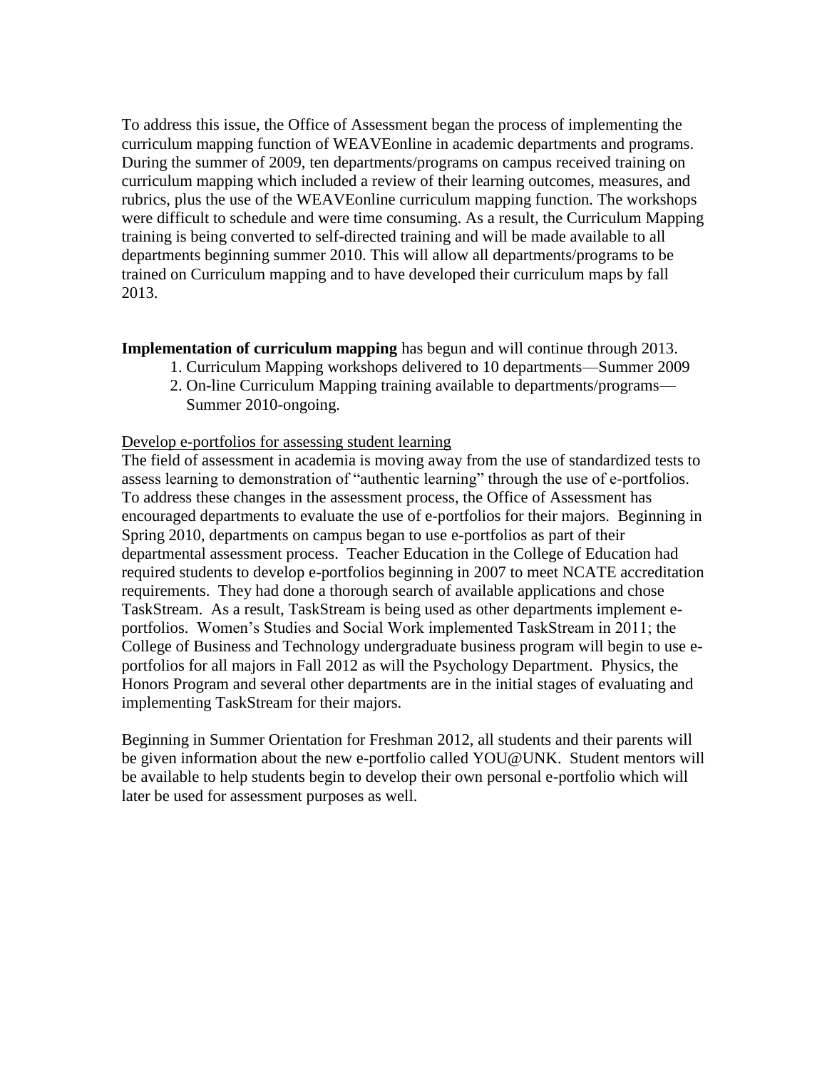To address this issue, the Office of Assessment began the process of implementing the curriculum mapping function of WEAVEonline in academic departments and programs. During the summer of 2009, ten departments/programs on campus received training on curriculum mapping which included a review of their learning outcomes, measures, and rubrics, plus the use of the WEAVEonline curriculum mapping function. The workshops were difficult to schedule and were time consuming. As a result, the Curriculum Mapping training is being converted to self-directed training and will be made available to all departments beginning summer 2010. This will allow all departments/programs to be trained on Curriculum mapping and to have developed their curriculum maps by fall 2013.

**Implementation of curriculum mapping** has begun and will continue through 2013.

1. Curriculum Mapping workshops delivered to 10 departments—Summer 2009
2. On-line Curriculum Mapping training available to departments/programs—Summer 2010-ongoing.

<u>Develop e-portfolios for assessing student learning</u>

The field of assessment in academia is moving away from the use of standardized tests to assess learning to demonstration of "authentic learning" through the use of e-portfolios. To address these changes in the assessment process, the Office of Assessment has encouraged departments to evaluate the use of e-portfolios for their majors. Beginning in Spring 2010, departments on campus began to use e-portfolios as part of their departmental assessment process. Teacher Education in the College of Education had required students to develop e-portfolios beginning in 2007 to meet NCATE accreditation requirements. They had done a thorough search of available applications and chose TaskStream. As a result, TaskStream is being used as other departments implement e-portfolios. Women's Studies and Social Work implemented TaskStream in 2011; the College of Business and Technology undergraduate business program will begin to use e-portfolios for all majors in Fall 2012 as will the Psychology Department. Physics, the Honors Program and several other departments are in the initial stages of evaluating and implementing TaskStream for their majors.

Beginning in Summer Orientation for Freshman 2012, all students and their parents will be given information about the new e-portfolio called YOU@UNK. Student mentors will be available to help students begin to develop their own personal e-portfolio which will later be used for assessment purposes as well.